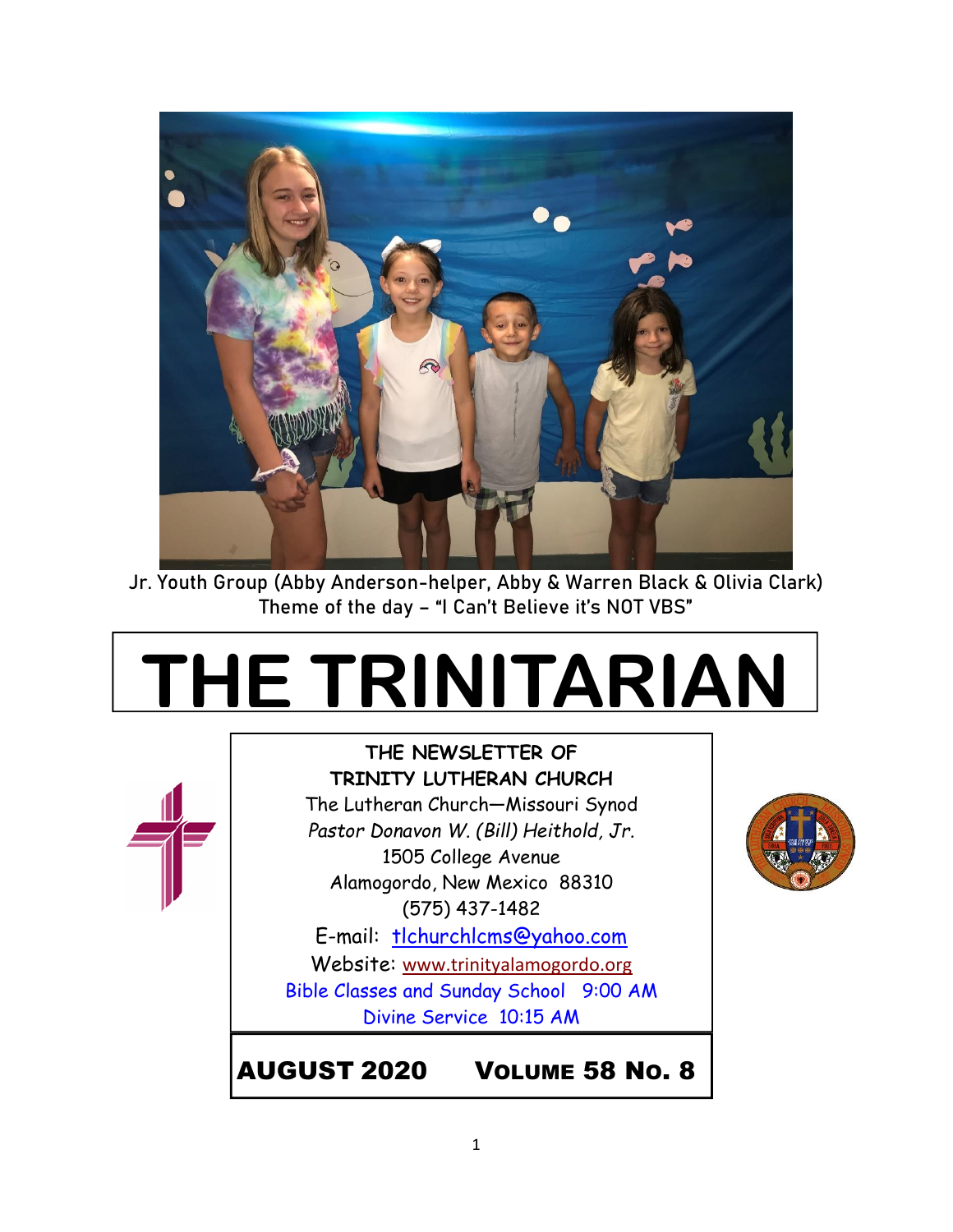Jr. Youth Group (Abby Anderson-helper, Abby & Warren Black & Olivia Clark)
Theme of the day – "I Can't Believe it's NOT VBS"

# THE TRINITARIAN

**THE NEWSLETTER OF**
**TRINITY LUTHERAN CHURCH**
The Lutheran Church—Missouri Synod
*Pastor Donavon W. (Bill) Heithold, Jr.*
1505 College Avenue
Alamogordo, New Mexico 88310
(575) 437-1482
E-mail: tlchurchlcms@yahoo.com
Website: www.trinityalamogordo.org
Bible Classes and Sunday School 9:00 AM
Divine Service 10:15 AM

**AUGUST 2020 VOLUME 58 NO. 8**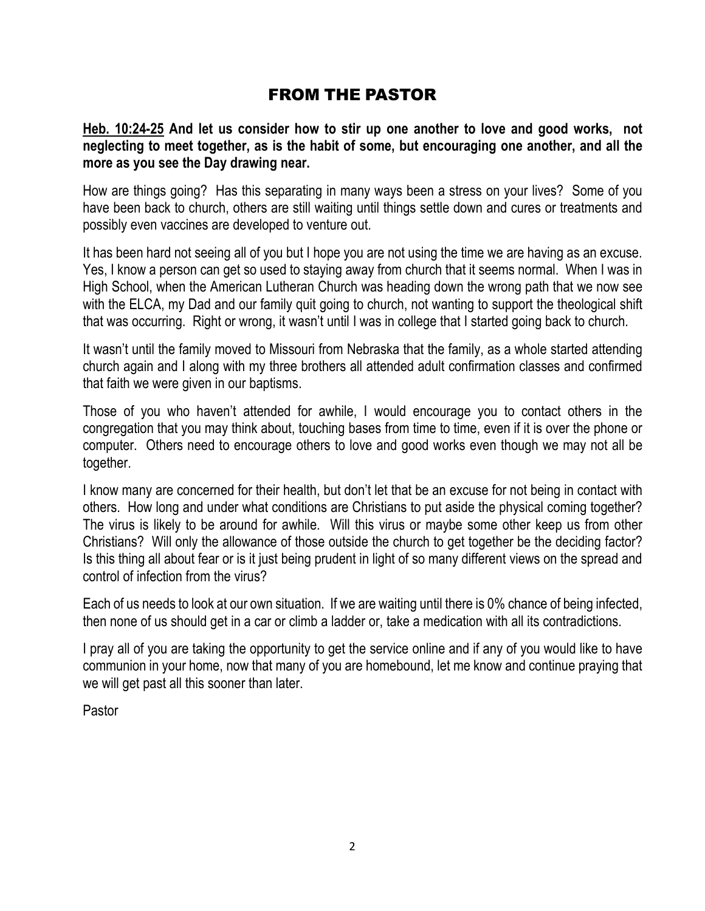# FROM THE PASTOR

**<u>Heb. 10:24-25</u> And let us consider how to stir up one another to love and good works, not neglecting to meet together, as is the habit of some, but encouraging one another, and all the more as you see the Day drawing near.**

How are things going? Has this separating in many ways been a stress on your lives? Some of you have been back to church, others are still waiting until things settle down and cures or treatments and possibly even vaccines are developed to venture out.

It has been hard not seeing all of you but I hope you are not using the time we are having as an excuse. Yes, I know a person can get so used to staying away from church that it seems normal. When I was in High School, when the American Lutheran Church was heading down the wrong path that we now see with the ELCA, my Dad and our family quit going to church, not wanting to support the theological shift that was occurring. Right or wrong, it wasn't until I was in college that I started going back to church.

It wasn't until the family moved to Missouri from Nebraska that the family, as a whole started attending church again and I along with my three brothers all attended adult confirmation classes and confirmed that faith we were given in our baptisms.

Those of you who haven't attended for awhile, I would encourage you to contact others in the congregation that you may think about, touching bases from time to time, even if it is over the phone or computer. Others need to encourage others to love and good works even though we may not all be together.

I know many are concerned for their health, but don't let that be an excuse for not being in contact with others. How long and under what conditions are Christians to put aside the physical coming together? The virus is likely to be around for awhile. Will this virus or maybe some other keep us from other Christians? Will only the allowance of those outside the church to get together be the deciding factor? Is this thing all about fear or is it just being prudent in light of so many different views on the spread and control of infection from the virus?

Each of us needs to look at our own situation. If we are waiting until there is 0% chance of being infected, then none of us should get in a car or climb a ladder or, take a medication with all its contradictions.

I pray all of you are taking the opportunity to get the service online and if any of you would like to have communion in your home, now that many of you are homebound, let me know and continue praying that we will get past all this sooner than later.

Pastor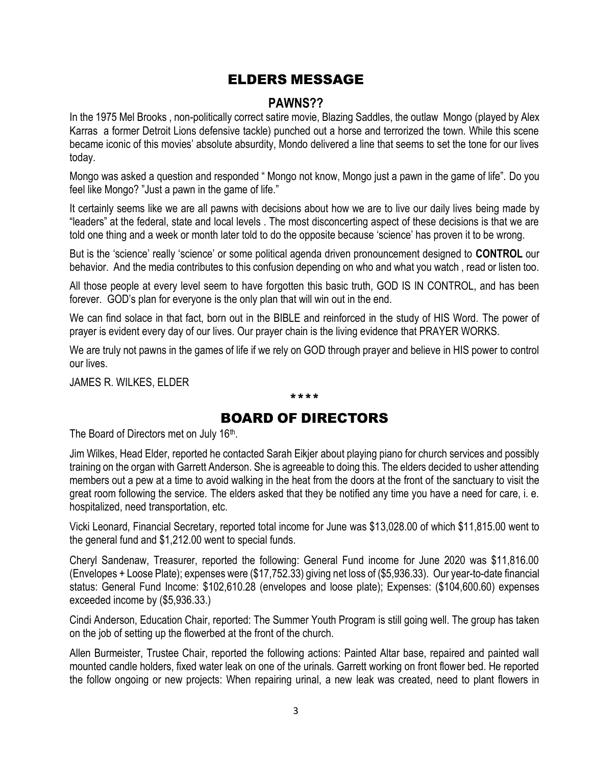## ELDERS MESSAGE

### PAWNS??

In the 1975 Mel Brooks , non-politically correct satire movie, Blazing Saddles, the outlaw Mongo (played by Alex Karras a former Detroit Lions defensive tackle) punched out a horse and terrorized the town. While this scene became iconic of this movies' absolute absurdity, Mondo delivered a line that seems to set the tone for our lives today.

Mongo was asked a question and responded " Mongo not know, Mongo just a pawn in the game of life". Do you feel like Mongo? "Just a pawn in the game of life."

It certainly seems like we are all pawns with decisions about how we are to live our daily lives being made by "leaders" at the federal, state and local levels . The most disconcerting aspect of these decisions is that we are told one thing and a week or month later told to do the opposite because 'science' has proven it to be wrong.

But is the 'science' really 'science' or some political agenda driven pronouncement designed to **CONTROL** our behavior. And the media contributes to this confusion depending on who and what you watch , read or listen too.

All those people at every level seem to have forgotten this basic truth, GOD IS IN CONTROL, and has been forever. GOD's plan for everyone is the only plan that will win out in the end.

We can find solace in that fact, born out in the BIBLE and reinforced in the study of HIS Word. The power of prayer is evident every day of our lives. Our prayer chain is the living evidence that PRAYER WORKS.

We are truly not pawns in the games of life if we rely on GOD through prayer and believe in HIS power to control our lives.

JAMES R. WILKES, ELDER

****

## BOARD OF DIRECTORS

The Board of Directors met on July 16th.

Jim Wilkes, Head Elder, reported he contacted Sarah Eikjer about playing piano for church services and possibly training on the organ with Garrett Anderson. She is agreeable to doing this. The elders decided to usher attending members out a pew at a time to avoid walking in the heat from the doors at the front of the sanctuary to visit the great room following the service. The elders asked that they be notified any time you have a need for care, i. e. hospitalized, need transportation, etc.

Vicki Leonard, Financial Secretary, reported total income for June was $13,028.00 of which $11,815.00 went to the general fund and $1,212.00 went to special funds.

Cheryl Sandenaw, Treasurer, reported the following: General Fund income for June 2020 was $11,816.00 (Envelopes + Loose Plate); expenses were ($17,752.33) giving net loss of ($5,936.33). Our year-to-date financial status: General Fund Income: $102,610.28 (envelopes and loose plate); Expenses: ($104,600.60) expenses exceeded income by ($5,936.33.)

Cindi Anderson, Education Chair, reported: The Summer Youth Program is still going well. The group has taken on the job of setting up the flowerbed at the front of the church.

Allen Burmeister, Trustee Chair, reported the following actions: Painted Altar base, repaired and painted wall mounted candle holders, fixed water leak on one of the urinals. Garrett working on front flower bed. He reported the follow ongoing or new projects: When repairing urinal, a new leak was created, need to plant flowers in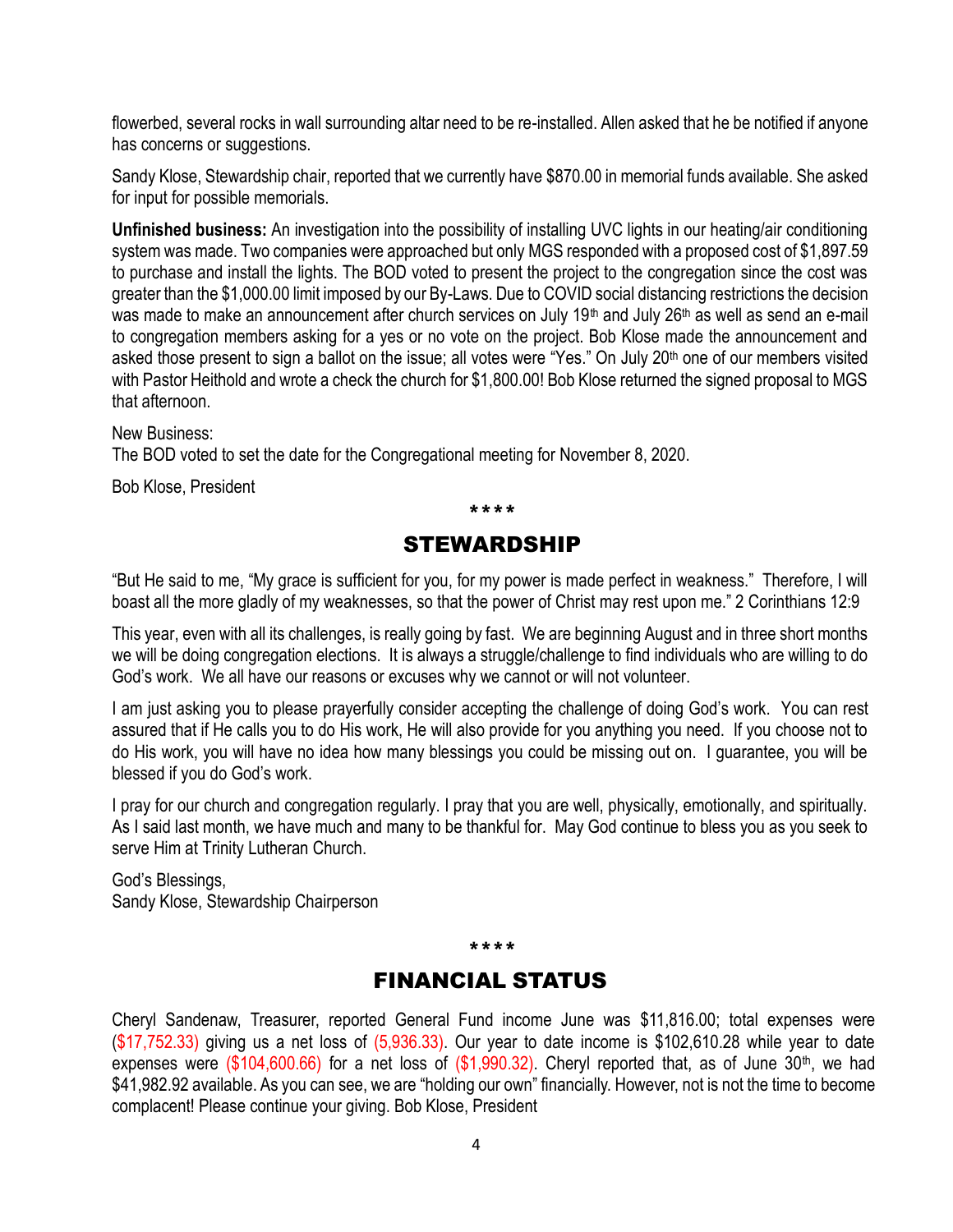flowerbed, several rocks in wall surrounding altar need to be re-installed. Allen asked that he be notified if anyone has concerns or suggestions.

Sandy Klose, Stewardship chair, reported that we currently have $870.00 in memorial funds available. She asked for input for possible memorials.

**Unfinished business:** An investigation into the possibility of installing UVC lights in our heating/air conditioning system was made. Two companies were approached but only MGS responded with a proposed cost of $1,897.59 to purchase and install the lights. The BOD voted to present the project to the congregation since the cost was greater than the $1,000.00 limit imposed by our By-Laws. Due to COVID social distancing restrictions the decision was made to make an announcement after church services on July 19th and July 26th as well as send an e-mail to congregation members asking for a yes or no vote on the project. Bob Klose made the announcement and asked those present to sign a ballot on the issue; all votes were "Yes." On July 20th one of our members visited with Pastor Heithold and wrote a check the church for $1,800.00! Bob Klose returned the signed proposal to MGS that afternoon.

New Business:
The BOD voted to set the date for the Congregational meeting for November 8, 2020.

Bob Klose, President

****

## STEWARDSHIP

"But He said to me, "My grace is sufficient for you, for my power is made perfect in weakness." Therefore, I will boast all the more gladly of my weaknesses, so that the power of Christ may rest upon me." 2 Corinthians 12:9

This year, even with all its challenges, is really going by fast. We are beginning August and in three short months we will be doing congregation elections. It is always a struggle/challenge to find individuals who are willing to do God's work. We all have our reasons or excuses why we cannot or will not volunteer.

I am just asking you to please prayerfully consider accepting the challenge of doing God's work. You can rest assured that if He calls you to do His work, He will also provide for you anything you need. If you choose not to do His work, you will have no idea how many blessings you could be missing out on. I guarantee, you will be blessed if you do God's work.

I pray for our church and congregation regularly. I pray that you are well, physically, emotionally, and spiritually. As I said last month, we have much and many to be thankful for. May God continue to bless you as you seek to serve Him at Trinity Lutheran Church.

God's Blessings,
Sandy Klose, Stewardship Chairperson

****

## FINANCIAL STATUS

Cheryl Sandenaw, Treasurer, reported General Fund income June was $11,816.00; total expenses were ($17,752.33) giving us a net loss of (5,936.33). Our year to date income is $102,610.28 while year to date expenses were ($104,600.66) for a net loss of ($1,990.32). Cheryl reported that, as of June 30th, we had $41,982.92 available. As you can see, we are "holding our own" financially. However, not is not the time to become complacent! Please continue your giving. Bob Klose, President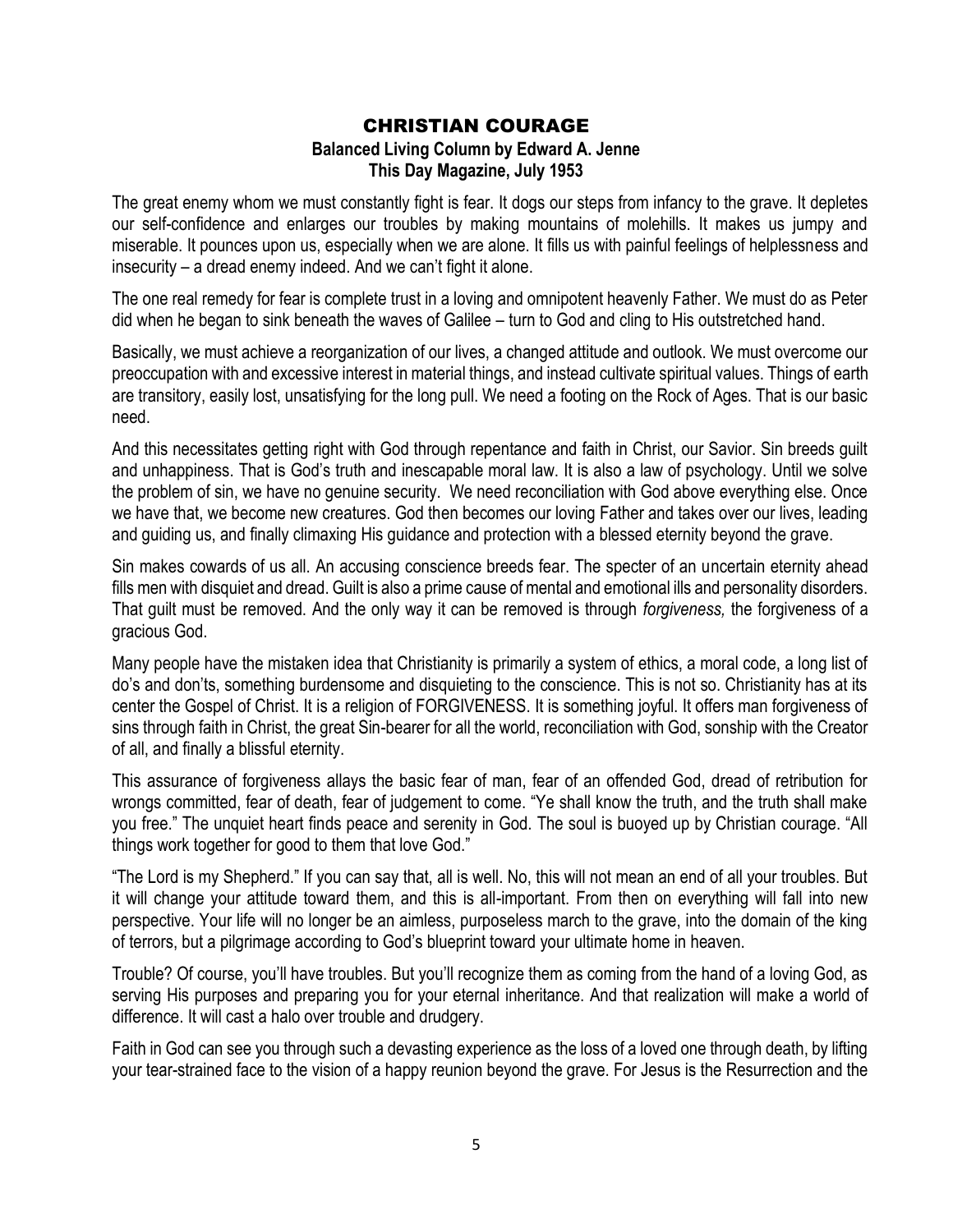# CHRISTIAN COURAGE

**Balanced Living Column by Edward A. Jenne**
**This Day Magazine, July 1953**

The great enemy whom we must constantly fight is fear. It dogs our steps from infancy to the grave. It depletes our self-confidence and enlarges our troubles by making mountains of molehills. It makes us jumpy and miserable. It pounces upon us, especially when we are alone. It fills us with painful feelings of helplessness and insecurity – a dread enemy indeed. And we can't fight it alone.

The one real remedy for fear is complete trust in a loving and omnipotent heavenly Father. We must do as Peter did when he began to sink beneath the waves of Galilee – turn to God and cling to His outstretched hand.

Basically, we must achieve a reorganization of our lives, a changed attitude and outlook. We must overcome our preoccupation with and excessive interest in material things, and instead cultivate spiritual values. Things of earth are transitory, easily lost, unsatisfying for the long pull. We need a footing on the Rock of Ages. That is our basic need.

And this necessitates getting right with God through repentance and faith in Christ, our Savior. Sin breeds guilt and unhappiness. That is God's truth and inescapable moral law. It is also a law of psychology. Until we solve the problem of sin, we have no genuine security. We need reconciliation with God above everything else. Once we have that, we become new creatures. God then becomes our loving Father and takes over our lives, leading and guiding us, and finally climaxing His guidance and protection with a blessed eternity beyond the grave.

Sin makes cowards of us all. An accusing conscience breeds fear. The specter of an uncertain eternity ahead fills men with disquiet and dread. Guilt is also a prime cause of mental and emotional ills and personality disorders. That guilt must be removed. And the only way it can be removed is through *forgiveness,* the forgiveness of a gracious God.

Many people have the mistaken idea that Christianity is primarily a system of ethics, a moral code, a long list of do's and don'ts, something burdensome and disquieting to the conscience. This is not so. Christianity has at its center the Gospel of Christ. It is a religion of FORGIVENESS. It is something joyful. It offers man forgiveness of sins through faith in Christ, the great Sin-bearer for all the world, reconciliation with God, sonship with the Creator of all, and finally a blissful eternity.

This assurance of forgiveness allays the basic fear of man, fear of an offended God, dread of retribution for wrongs committed, fear of death, fear of judgement to come. "Ye shall know the truth, and the truth shall make you free." The unquiet heart finds peace and serenity in God. The soul is buoyed up by Christian courage. "All things work together for good to them that love God."

"The Lord is my Shepherd." If you can say that, all is well. No, this will not mean an end of all your troubles. But it will change your attitude toward them, and this is all-important. From then on everything will fall into new perspective. Your life will no longer be an aimless, purposeless march to the grave, into the domain of the king of terrors, but a pilgrimage according to God's blueprint toward your ultimate home in heaven.

Trouble? Of course, you'll have troubles. But you'll recognize them as coming from the hand of a loving God, as serving His purposes and preparing you for your eternal inheritance. And that realization will make a world of difference. It will cast a halo over trouble and drudgery.

Faith in God can see you through such a devasting experience as the loss of a loved one through death, by lifting your tear-strained face to the vision of a happy reunion beyond the grave. For Jesus is the Resurrection and the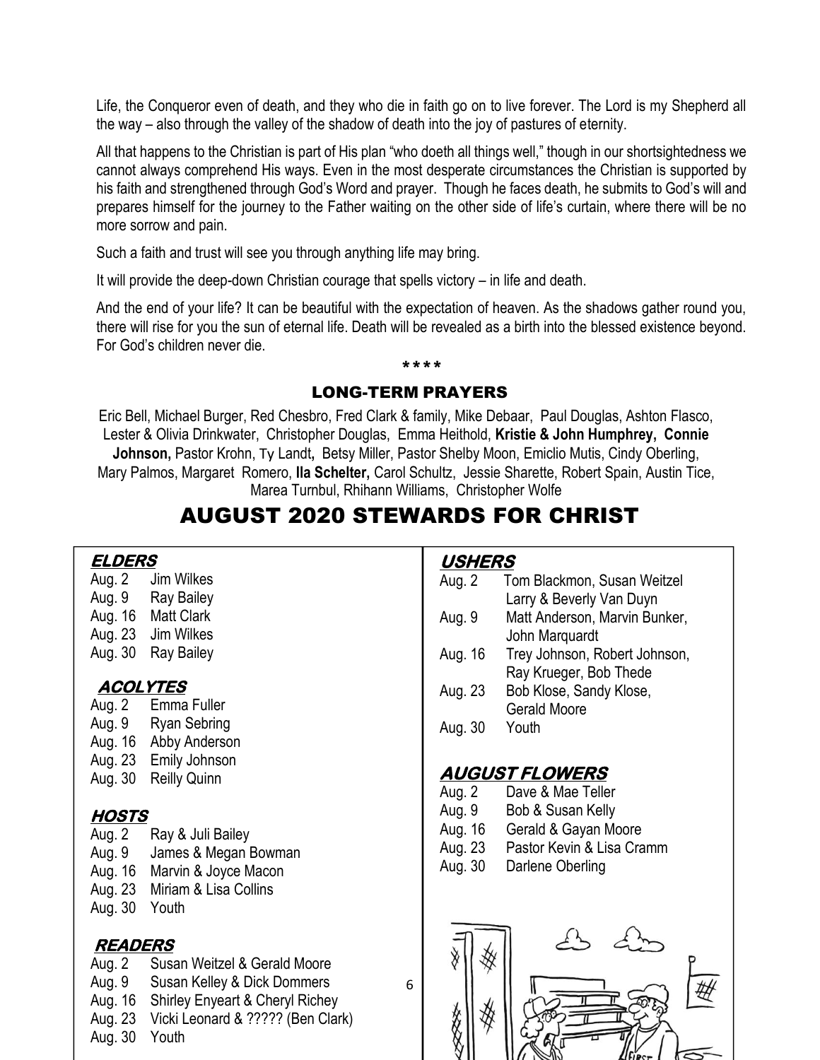Life, the Conqueror even of death, and they who die in faith go on to live forever. The Lord is my Shepherd all the way – also through the valley of the shadow of death into the joy of pastures of eternity.

All that happens to the Christian is part of His plan "who doeth all things well," though in our shortsightedness we cannot always comprehend His ways. Even in the most desperate circumstances the Christian is supported by his faith and strengthened through God's Word and prayer. Though he faces death, he submits to God's will and prepares himself for the journey to the Father waiting on the other side of life's curtain, where there will be no more sorrow and pain.

Such a faith and trust will see you through anything life may bring.

It will provide the deep-down Christian courage that spells victory – in life and death.

And the end of your life? It can be beautiful with the expectation of heaven. As the shadows gather round you, there will rise for you the sun of eternal life. Death will be revealed as a birth into the blessed existence beyond. For God's children never die.

\*\*\*\*

## LONG-TERM PRAYERS

Eric Bell, Michael Burger, Red Chesbro, Fred Clark & family, Mike Debaar, Paul Douglas, Ashton Flasco, Lester & Olivia Drinkwater, Christopher Douglas, Emma Heithold, **Kristie & John Humphrey, Connie Johnson,** Pastor Krohn, Ty Landt**,** Betsy Miller, Pastor Shelby Moon, Emiclio Mutis, Cindy Oberling, Mary Palmos, Margaret Romero, **Ila Schelter,** Carol Schultz, Jessie Sharette, Robert Spain, Austin Tice, Marea Turnbul, Rhihann Williams, Christopher Wolfe

# AUGUST 2020 STEWARDS FOR CHRIST

### *ELDERS*

Aug. 2 Jim Wilkes
Aug. 9 Ray Bailey
Aug. 16 Matt Clark
Aug. 23 Jim Wilkes
Aug. 30 Ray Bailey

### *ACOLYTES*

Aug. 2 Emma Fuller
Aug. 9 Ryan Sebring
Aug. 16 Abby Anderson
Aug. 23 Emily Johnson
Aug. 30 Reilly Quinn

### *HOSTS*

Aug. 2 Ray & Juli Bailey
Aug. 9 James & Megan Bowman
Aug. 16 Marvin & Joyce Macon
Aug. 23 Miriam & Lisa Collins
Aug. 30 Youth

### *READERS*

Aug. 2 Susan Weitzel & Gerald Moore
Aug. 9 Susan Kelley & Dick Dommers
Aug. 16 Shirley Enyeart & Cheryl Richey
Aug. 23 Vicki Leonard & ????? (Ben Clark)
Aug. 30 Youth

### *USHERS*

Aug. 2 Tom Blackmon, Susan Weitzel Larry & Beverly Van Duyn
Aug. 9 Matt Anderson, Marvin Bunker, John Marquardt
Aug. 16 Trey Johnson, Robert Johnson, Ray Krueger, Bob Thede
Aug. 23 Bob Klose, Sandy Klose, Gerald Moore
Aug. 30 Youth

### *AUGUST FLOWERS*

Aug. 2 Dave & Mae Teller
Aug. 9 Bob & Susan Kelly
Aug. 16 Gerald & Gayan Moore
Aug. 23 Pastor Kevin & Lisa Cramm
Aug. 30 Darlene Oberling